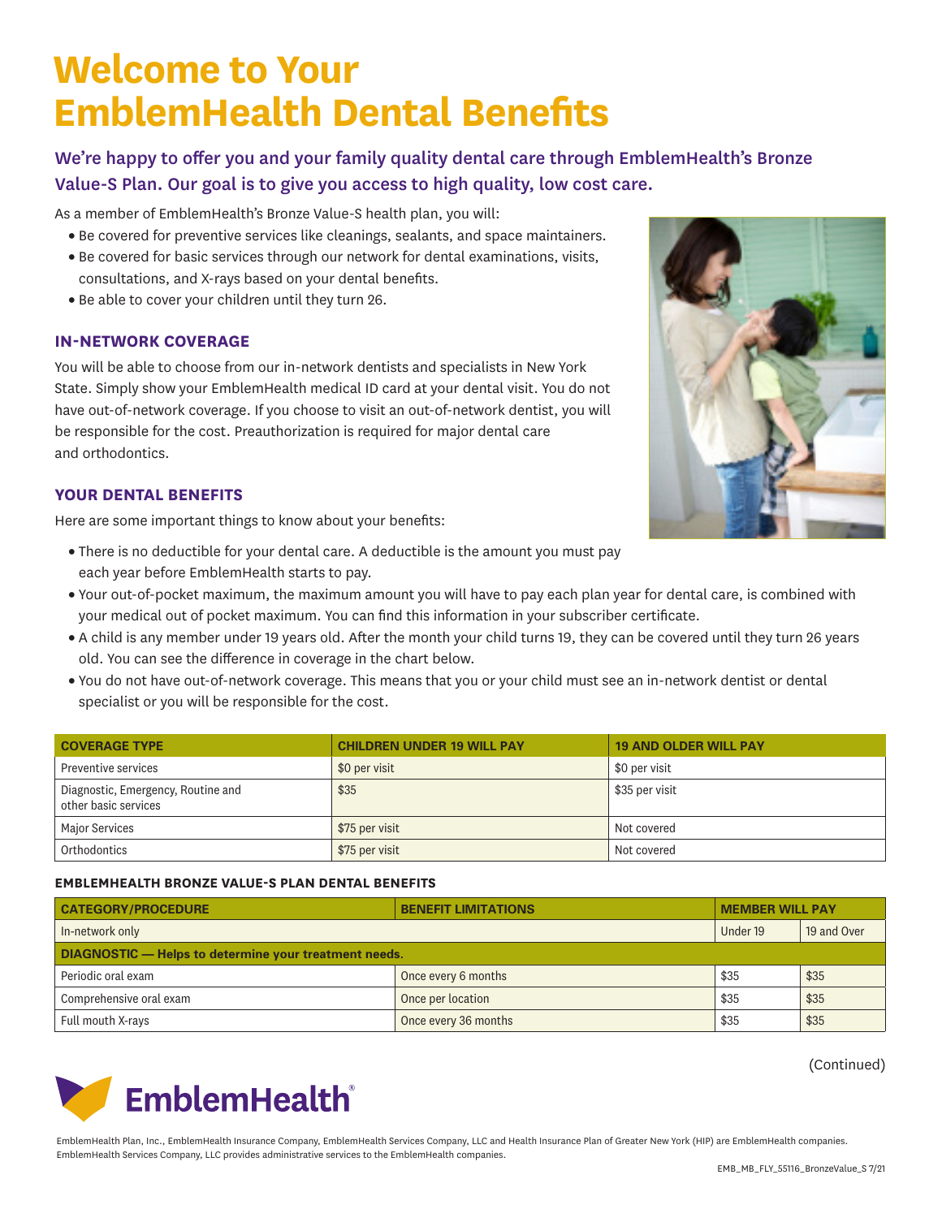# Welcome to Your EmblemHealth Dental Benefits

## We're happy to offer you and your family quality dental care through EmblemHealth's Bronze Value-S Plan. Our goal is to give you access to high quality, low cost care.

As a member of EmblemHealth's Bronze Value-S health plan, you will:

- Be covered for preventive services like cleanings, sealants, and space maintainers.
- Be covered for basic services through our network for dental examinations, visits, consultations, and X-rays based on your dental benefits.
- Be able to cover your children until they turn 26.

### IN-NETWORK COVERAGE

You will be able to choose from our in-network dentists and specialists in New York State. Simply show your EmblemHealth medical ID card at your dental visit. You do not have out-of-network coverage. If you choose to visit an out-of-network dentist, you will be responsible for the cost. Preauthorization is required for major dental care and orthodontics.

### YOUR DENTAL BENEFITS

Here are some important things to know about your benefits:

- There is no deductible for your dental care. A deductible is the amount you must pay each year before EmblemHealth starts to pay.
- Your out-of-pocket maximum, the maximum amount you will have to pay each plan year for dental care, is combined with your medical out of pocket maximum. You can find this information in your subscriber certificate.
- A child is any member under 19 years old. After the month your child turns 19, they can be covered until they turn 26 years old. You can see the difference in coverage in the chart below.
- You do not have out-of-network coverage. This means that you or your child must see an in-network dentist or dental specialist or you will be responsible for the cost.

| COVERAGE TYPE | CHILDREN UNDER 19 WILL PAY | 19 AND OLDER WILL PAY |
|---|---|---|
| Preventive services | $0 per visit | $0 per visit |
| Diagnostic, Emergency, Routine and other basic services | $35 | $35 per visit |
| Major Services | $75 per visit | Not covered |
| Orthodontics | $75 per visit | Not covered |

#### EMBLEMHEALTH BRONZE VALUE-S PLAN DENTAL BENEFITS

| CATEGORY/PROCEDURE | BENEFIT LIMITATIONS | MEMBER WILL PAY | |
|---|---|---|---|
| In-network only | | Under 19 | 19 and Over |
| **DIAGNOSTIC — Helps to determine your treatment needs.** | | | |
| Periodic oral exam | Once every 6 months | $35 | $35 |
| Comprehensive oral exam | Once per location | $35 | $35 |
| Full mouth X-rays | Once every 36 months | $35 | $35 |

(Continued)

EmblemHealth

EmblemHealth Plan, Inc., EmblemHealth Insurance Company, EmblemHealth Services Company, LLC and Health Insurance Plan of Greater New York (HIP) are EmblemHealth companies. EmblemHealth Services Company, LLC provides administrative services to the EmblemHealth companies.

EMB_MB_FLY_55116_BronzeValue_S 7/21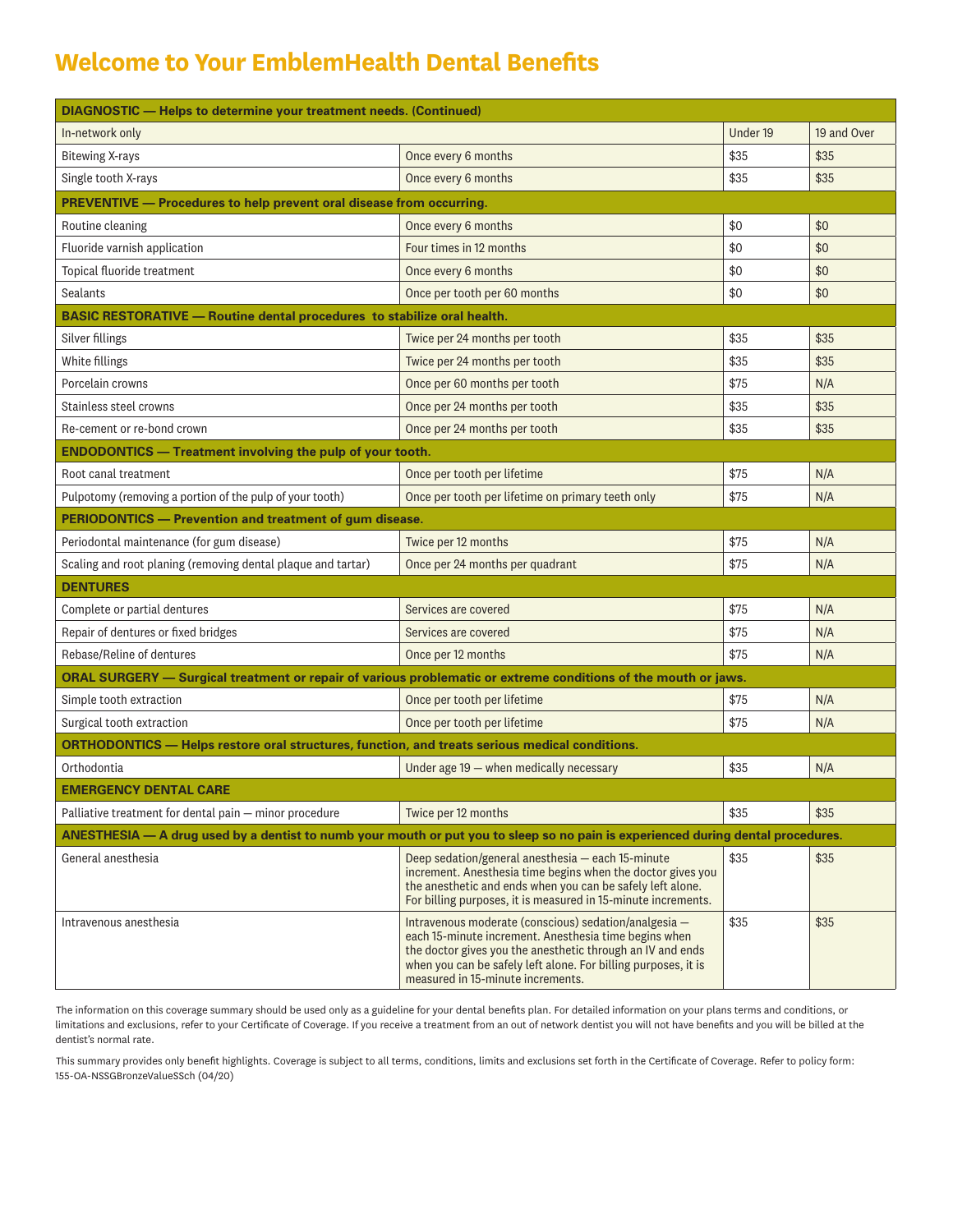# Welcome to Your EmblemHealth Dental Benefits

| **DIAGNOSTIC — Helps to determine your treatment needs. (Continued)** | | | |
|---|---|---|---|
| In-network only | | Under 19 | 19 and Over |
| Bitewing X-rays | Once every 6 months | $35 | $35 |
| Single tooth X-rays | Once every 6 months | $35 | $35 |
| **PREVENTIVE — Procedures to help prevent oral disease from occurring.** | | | |
| Routine cleaning | Once every 6 months | $0 | $0 |
| Fluoride varnish application | Four times in 12 months | $0 | $0 |
| Topical fluoride treatment | Once every 6 months | $0 | $0 |
| Sealants | Once per tooth per 60 months | $0 | $0 |
| **BASIC RESTORATIVE — Routine dental procedures to stabilize oral health.** | | | |
| Silver fillings | Twice per 24 months per tooth | $35 | $35 |
| White fillings | Twice per 24 months per tooth | $35 | $35 |
| Porcelain crowns | Once per 60 months per tooth | $75 | N/A |
| Stainless steel crowns | Once per 24 months per tooth | $35 | $35 |
| Re-cement or re-bond crown | Once per 24 months per tooth | $35 | $35 |
| **ENDODONTICS — Treatment involving the pulp of your tooth.** | | | |
| Root canal treatment | Once per tooth per lifetime | $75 | N/A |
| Pulpotomy (removing a portion of the pulp of your tooth) | Once per tooth per lifetime on primary teeth only | $75 | N/A |
| **PERIODONTICS — Prevention and treatment of gum disease.** | | | |
| Periodontal maintenance (for gum disease) | Twice per 12 months | $75 | N/A |
| Scaling and root planing (removing dental plaque and tartar) | Once per 24 months per quadrant | $75 | N/A |
| **DENTURES** | | | |
| Complete or partial dentures | Services are covered | $75 | N/A |
| Repair of dentures or fixed bridges | Services are covered | $75 | N/A |
| Rebase/Reline of dentures | Once per 12 months | $75 | N/A |
| **ORAL SURGERY — Surgical treatment or repair of various problematic or extreme conditions of the mouth or jaws.** | | | |
| Simple tooth extraction | Once per tooth per lifetime | $75 | N/A |
| Surgical tooth extraction | Once per tooth per lifetime | $75 | N/A |
| **ORTHODONTICS — Helps restore oral structures, function, and treats serious medical conditions.** | | | |
| Orthodontia | Under age 19 — when medically necessary | $35 | N/A |
| **EMERGENCY DENTAL CARE** | | | |
| Palliative treatment for dental pain — minor procedure | Twice per 12 months | $35 | $35 |
| **ANESTHESIA — A drug used by a dentist to numb your mouth or put you to sleep so no pain is experienced during dental procedures.** | | | |
| General anesthesia | Deep sedation/general anesthesia — each 15-minute increment. Anesthesia time begins when the doctor gives you the anesthetic and ends when you can be safely left alone. For billing purposes, it is measured in 15-minute increments. | $35 | $35 |
| Intravenous anesthesia | Intravenous moderate (conscious) sedation/analgesia — each 15-minute increment. Anesthesia time begins when the doctor gives you the anesthetic through an IV and ends when you can be safely left alone. For billing purposes, it is measured in 15-minute increments. | $35 | $35 |

The information on this coverage summary should be used only as a guideline for your dental benefits plan. For detailed information on your plans terms and conditions, or limitations and exclusions, refer to your Certificate of Coverage. If you receive a treatment from an out of network dentist you will not have benefits and you will be billed at the dentist's normal rate.

This summary provides only benefit highlights. Coverage is subject to all terms, conditions, limits and exclusions set forth in the Certificate of Coverage. Refer to policy form: 155-OA-NSSGBronzeValueSSch (04/20)